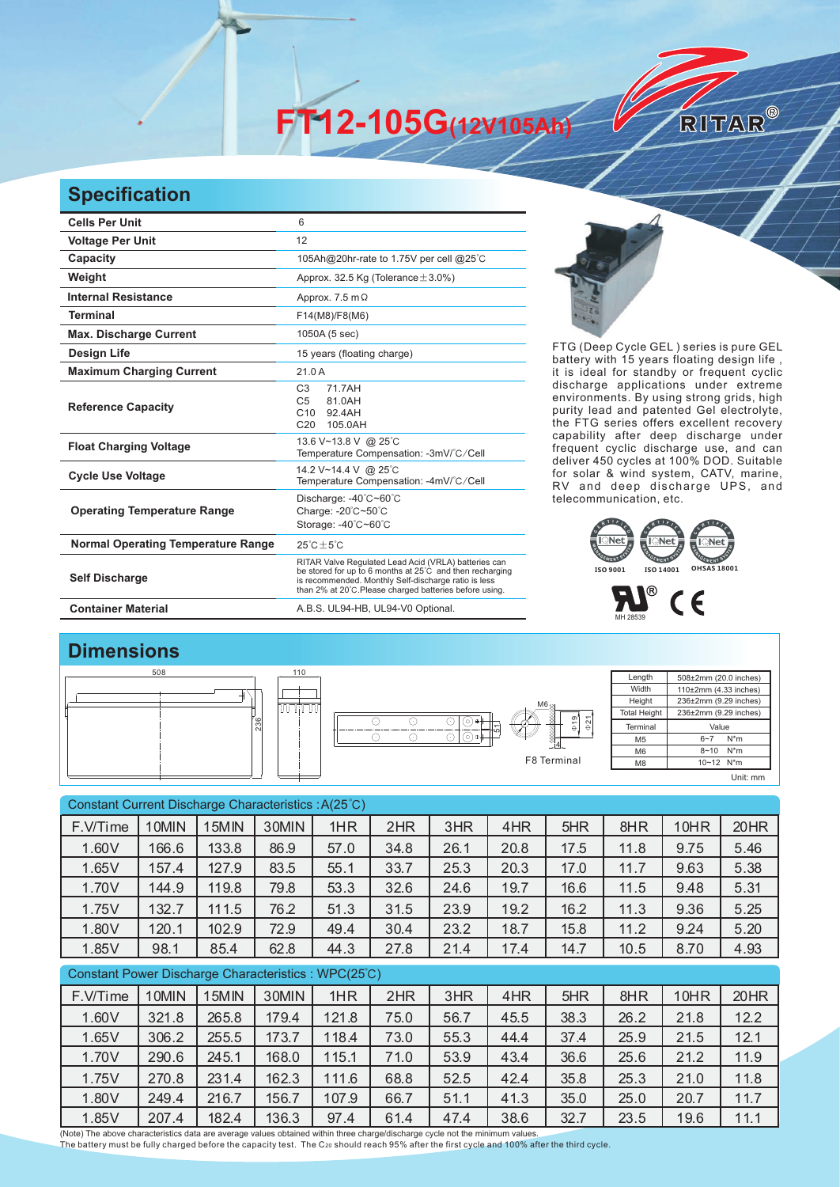# FT12-105G(12V105Ah)

RITAR®

## Specification

| | |
|---|---|
| **Cells Per Unit** | 6 |
| **Voltage Per Unit** | 12 |
| **Capacity** | 105Ah@20hr-rate to 1.75V per cell @25°C |
| **Weight** | Approx. 32.5 Kg (Tolerance ± 3.0%) |
| **Internal Resistance** | Approx. 7.5 mΩ |
| **Terminal** | F14(M8)/F8(M6) |
| **Max. Discharge Current** | 1050A (5 sec) |
| **Design Life** | 15 years (floating charge) |
| **Maximum Charging Current** | 21.0 A |
| **Reference Capacity** | C3 71.7AH<br>C5 81.0AH<br>C10 92.4AH<br>C20 105.0AH |
| **Float Charging Voltage** | 13.6 V~13.8 V @ 25°C<br>Temperature Compensation: -3mV/°C/Cell |
| **Cycle Use Voltage** | 14.2 V~14.4 V @ 25°C<br>Temperature Compensation: -4mV/°C/Cell |
| **Operating Temperature Range** | Discharge: -40°C~60°C<br>Charge: -20°C~50°C<br>Storage: -40°C~60°C |
| **Normal Operating Temperature Range** | 25°C ± 5°C |
| **Self Discharge** | RITAR Valve Regulated Lead Acid (VRLA) batteries can be stored for up to 6 months at 25°C and then recharging is recommended. Monthly Self-discharge ratio is less than 2% at 20°C.Please charged batteries before using. |
| **Container Material** | A.B.S. UL94-HB, UL94-V0 Optional. |

FTG (Deep Cycle GEL ) series is pure GEL battery with 15 years floating design life , it is ideal for standby or frequent cyclic discharge applications under extreme environments. By using strong grids, high purity lead and patented Gel electrolyte, the FTG series offers excellent recovery capability after deep discharge under frequent cyclic discharge use, and can deliver 450 cycles at 100% DOD. Suitable for solar & wind system, CATV, marine, RV and deep discharge UPS, and telecommunication, etc.

ISO 9001 ISO 14001 OHSAS 18001

MH 28539

## Dimensions

| Length | 508±2mm (20.0 inches) |
|---|---|
| Width | 110±2mm (4.33 inches) |
| Height | 236±2mm (9.29 inches) |
| Total Height | 236±2mm (9.29 inches) |

| Terminal | Value |
|---|---|
| M5 | 6~7 N*m |
| M6 | 8~10 N*m |
| M8 | 10~12 N*m |

F8 Terminal

Unit: mm

Constant Current Discharge Characteristics : A(25°C)

| F.V/Time | 10MIN | 15MIN | 30MIN | 1HR | 2HR | 3HR | 4HR | 5HR | 8HR | 10HR | 20HR |
|---|---|---|---|---|---|---|---|---|---|---|---|
| 1.60V | 166.6 | 133.8 | 86.9 | 57.0 | 34.8 | 26.1 | 20.8 | 17.5 | 11.8 | 9.75 | 5.46 |
| 1.65V | 157.4 | 127.9 | 83.5 | 55.1 | 33.7 | 25.3 | 20.3 | 17.0 | 11.7 | 9.63 | 5.38 |
| 1.70V | 144.9 | 119.8 | 79.8 | 53.3 | 32.6 | 24.6 | 19.7 | 16.6 | 11.5 | 9.48 | 5.31 |
| 1.75V | 132.7 | 111.5 | 76.2 | 51.3 | 31.5 | 23.9 | 19.2 | 16.2 | 11.3 | 9.36 | 5.25 |
| 1.80V | 120.1 | 102.9 | 72.9 | 49.4 | 30.4 | 23.2 | 18.7 | 15.8 | 11.2 | 9.24 | 5.20 |
| 1.85V | 98.1 | 85.4 | 62.8 | 44.3 | 27.8 | 21.4 | 17.4 | 14.7 | 10.5 | 8.70 | 4.93 |

Constant Power Discharge Characteristics : WPC(25°C)

| F.V/Time | 10MIN | 15MIN | 30MIN | 1HR | 2HR | 3HR | 4HR | 5HR | 8HR | 10HR | 20HR |
|---|---|---|---|---|---|---|---|---|---|---|---|
| 1.60V | 321.8 | 265.8 | 179.4 | 121.8 | 75.0 | 56.7 | 45.5 | 38.3 | 26.2 | 21.8 | 12.2 |
| 1.65V | 306.2 | 255.5 | 173.7 | 118.4 | 73.0 | 55.3 | 44.4 | 37.4 | 25.9 | 21.5 | 12.1 |
| 1.70V | 290.6 | 245.1 | 168.0 | 115.1 | 71.0 | 53.9 | 43.4 | 36.6 | 25.6 | 21.2 | 11.9 |
| 1.75V | 270.8 | 231.4 | 162.3 | 111.6 | 68.8 | 52.5 | 42.4 | 35.8 | 25.3 | 21.0 | 11.8 |
| 1.80V | 249.4 | 216.7 | 156.7 | 107.9 | 66.7 | 51.1 | 41.3 | 35.0 | 25.0 | 20.7 | 11.7 |
| 1.85V | 207.4 | 182.4 | 136.3 | 97.4 | 61.4 | 47.4 | 38.6 | 32.7 | 23.5 | 19.6 | 11.1 |

(Note) The above characteristics data are average values obtained within three charge/discharge cycle not the minimum values.
The battery must be fully charged before the capacity test. The $C_{20}$ should reach 95% after the first cycle and 100% after the third cycle.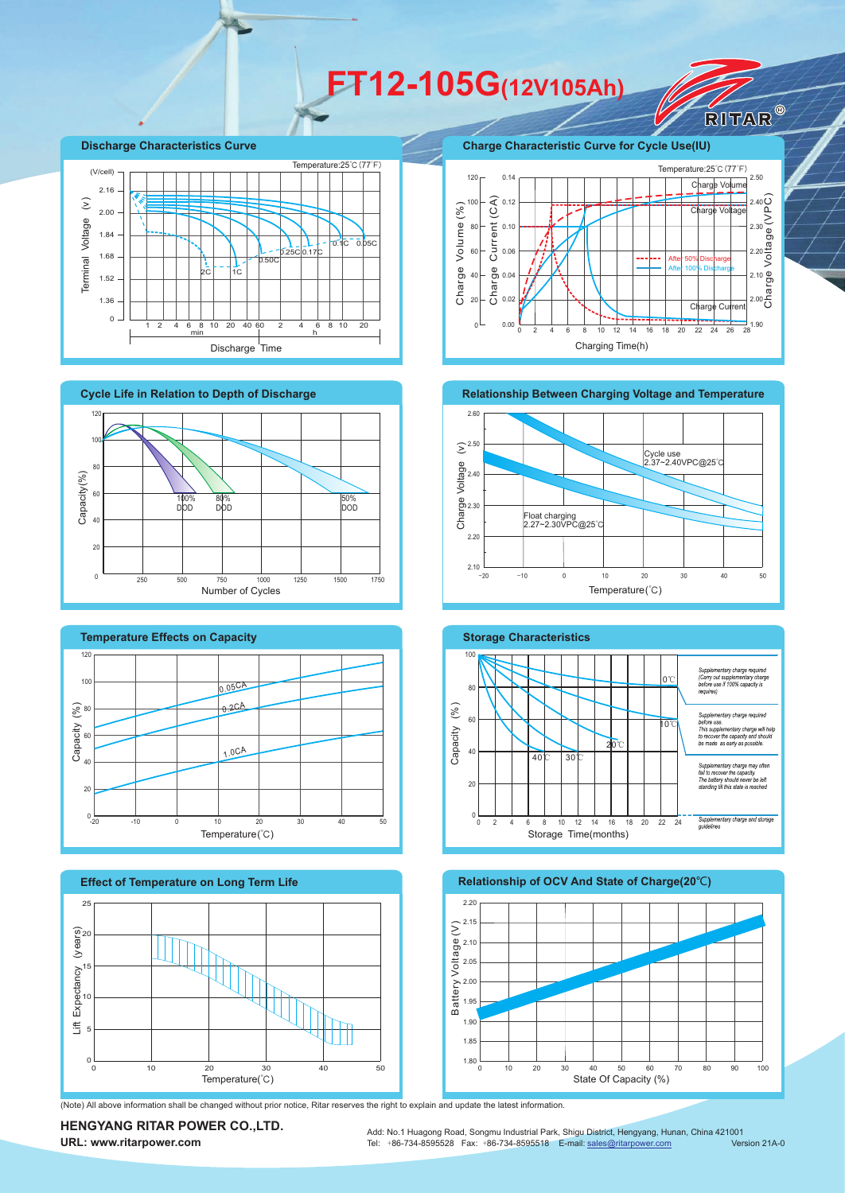# FT12-105G(12V105Ah)

RITAR®

## Discharge Characteristics Curve

Temperature:25°C (77°F)

(V/cell)

Terminal Voltage (v)

2.16
2.00
1.84
1.68
1.52
1.36
0

2C 1C 0.50C 0.25C 0.17C 0.1C 0.05C

1 2 4 6 8 10 20 40 60 2 4 6 8 10 20

min h

Discharge Time

## Charge Characteristic Curve for Cycle Use(IU)

Temperature:25°C (77°F)

Charge Volume (%)
Charge Current (CA)
Charge Voltage (VPC)

120 100 80 60 40 20 0

0.14 0.12 0.10 0.08 0.06 0.04 0.02 0.00

2.50 2.40 2.30 2.20 2.10 2.00 1.90

Charge Volume
Charge Voltage
After 50% Discharge
After 100% Discharge
Charge Current

0 2 4 6 8 10 12 14 16 18 20 22 24 26 28

Charging Time(h)

## Cycle Life in Relation to Depth of Discharge

Capacity(%)

120 100 80 60 40 20 0

100% DOD
80% DOD
50% DOD

250 500 750 1000 1250 1500 1750

Number of Cycles

## Relationship Between Charging Voltage and Temperature

Charge Voltage (v)

2.60 2.50 2.40 2.30 2.20 2.10

Cycle use
2.37~2.40VPC@25°C

Float charging
2.27~2.30VPC@25°C

−20 −10 0 10 20 30 40 50

Temperature(°C)

## Temperature Effects on Capacity

Capacity (%)

120 100 80 60 40 20 0

0.05CA
0.2CA
1.0CA

-20 -10 0 10 20 30 40 50

Temperature(°C)

## Storage Characteristics

Capacity (%)

100 80 60 40 20 0

0°C
10°C
20°C
30°C
40°C

0 2 4 6 8 10 12 14 16 18 20 22 24

Storage Time(months)

Supplementary charge required (Carry out supplementary charge before use if 100% capacity is requires)

Supplementary charge required before use. This supplementary charge will help to recover the capacity and should be made as early as possible.

Supplementary charge may often fail to recover the capacity. The battery should never be left standing till this state is reached

Supplementary charge and storage guidelines

## Effect of Temperature on Long Term Life

Lift Expectancy (years)

25 20 15 10 5 0

0 10 20 30 40 50

Temperature(°C)

## Relationship of OCV And State of Charge(20℃)

Battery Voltage (V)

2.20 2.15 2.10 2.05 2.00 1.95 1.90 1.85 1.80

0 10 20 30 40 50 60 70 80 90 100

State Of Capacity (%)

(Note) All above information shall be changed without prior notice, Ritar reserves the right to explain and update the latest information.

**HENGYANG RITAR POWER CO.,LTD.**

**URL: www.ritarpower.com**

Add: No.1 Huagong Road, Songmu Industrial Park, Shigu District, Hengyang, Hunan, China 421001

Tel: +86-734-8595528 Fax: +86-734-8595518 E-mail: sales@ritarpower.com

Version 21A-0